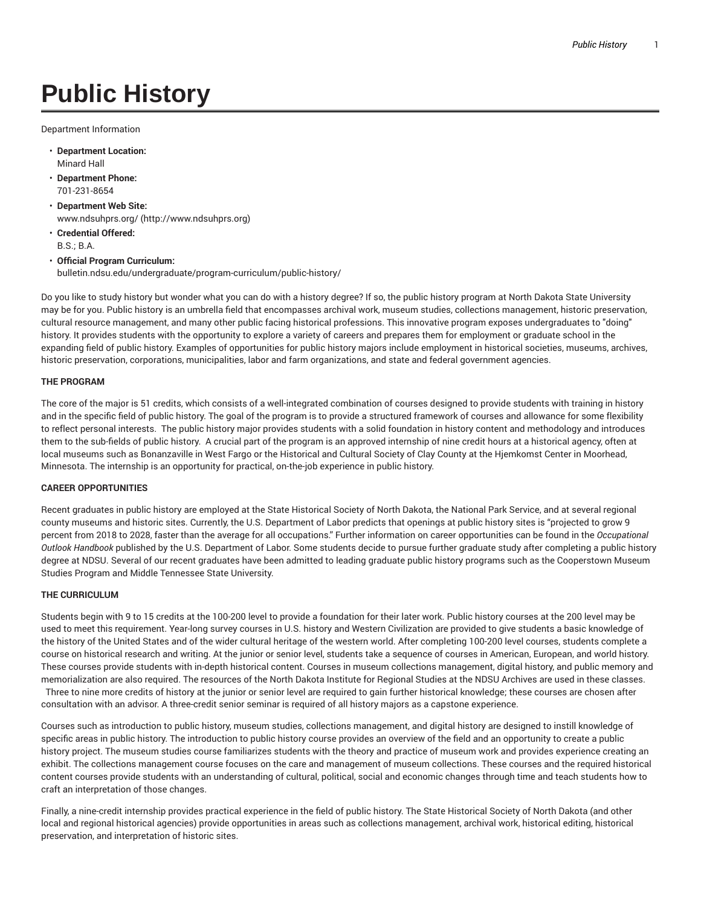# Public History

Department Information

- **Department Location:**
  Minard Hall
- **Department Phone:**
  701-231-8654
- **Department Web Site:**
  www.ndsuhprs.org/ (http://www.ndsuhprs.org)
- **Credential Offered:**
  B.S.; B.A.
- **Official Program Curriculum:**
  bulletin.ndsu.edu/undergraduate/program-curriculum/public-history/

Do you like to study history but wonder what you can do with a history degree? If so, the public history program at North Dakota State University may be for you. Public history is an umbrella field that encompasses archival work, museum studies, collections management, historic preservation, cultural resource management, and many other public facing historical professions. This innovative program exposes undergraduates to "doing" history. It provides students with the opportunity to explore a variety of careers and prepares them for employment or graduate school in the expanding field of public history. Examples of opportunities for public history majors include employment in historical societies, museums, archives, historic preservation, corporations, municipalities, labor and farm organizations, and state and federal government agencies.

**THE PROGRAM**

The core of the major is 51 credits, which consists of a well-integrated combination of courses designed to provide students with training in history and in the specific field of public history. The goal of the program is to provide a structured framework of courses and allowance for some flexibility to reflect personal interests. The public history major provides students with a solid foundation in history content and methodology and introduces them to the sub-fields of public history. A crucial part of the program is an approved internship of nine credit hours at a historical agency, often at local museums such as Bonanzaville in West Fargo or the Historical and Cultural Society of Clay County at the Hjemkomst Center in Moorhead, Minnesota. The internship is an opportunity for practical, on-the-job experience in public history.

**CAREER OPPORTUNITIES**

Recent graduates in public history are employed at the State Historical Society of North Dakota, the National Park Service, and at several regional county museums and historic sites. Currently, the U.S. Department of Labor predicts that openings at public history sites is "projected to grow 9 percent from 2018 to 2028, faster than the average for all occupations." Further information on career opportunities can be found in the *Occupational Outlook Handbook* published by the U.S. Department of Labor. Some students decide to pursue further graduate study after completing a public history degree at NDSU. Several of our recent graduates have been admitted to leading graduate public history programs such as the Cooperstown Museum Studies Program and Middle Tennessee State University.

**THE CURRICULUM**

Students begin with 9 to 15 credits at the 100-200 level to provide a foundation for their later work. Public history courses at the 200 level may be used to meet this requirement. Year-long survey courses in U.S. history and Western Civilization are provided to give students a basic knowledge of the history of the United States and of the wider cultural heritage of the western world. After completing 100-200 level courses, students complete a course on historical research and writing. At the junior or senior level, students take a sequence of courses in American, European, and world history. These courses provide students with in-depth historical content. Courses in museum collections management, digital history, and public memory and memorialization are also required. The resources of the North Dakota Institute for Regional Studies at the NDSU Archives are used in these classes. Three to nine more credits of history at the junior or senior level are required to gain further historical knowledge; these courses are chosen after consultation with an advisor. A three-credit senior seminar is required of all history majors as a capstone experience.

Courses such as introduction to public history, museum studies, collections management, and digital history are designed to instill knowledge of specific areas in public history. The introduction to public history course provides an overview of the field and an opportunity to create a public history project. The museum studies course familiarizes students with the theory and practice of museum work and provides experience creating an exhibit. The collections management course focuses on the care and management of museum collections. These courses and the required historical content courses provide students with an understanding of cultural, political, social and economic changes through time and teach students how to craft an interpretation of those changes.

Finally, a nine-credit internship provides practical experience in the field of public history. The State Historical Society of North Dakota (and other local and regional historical agencies) provide opportunities in areas such as collections management, archival work, historical editing, historical preservation, and interpretation of historic sites.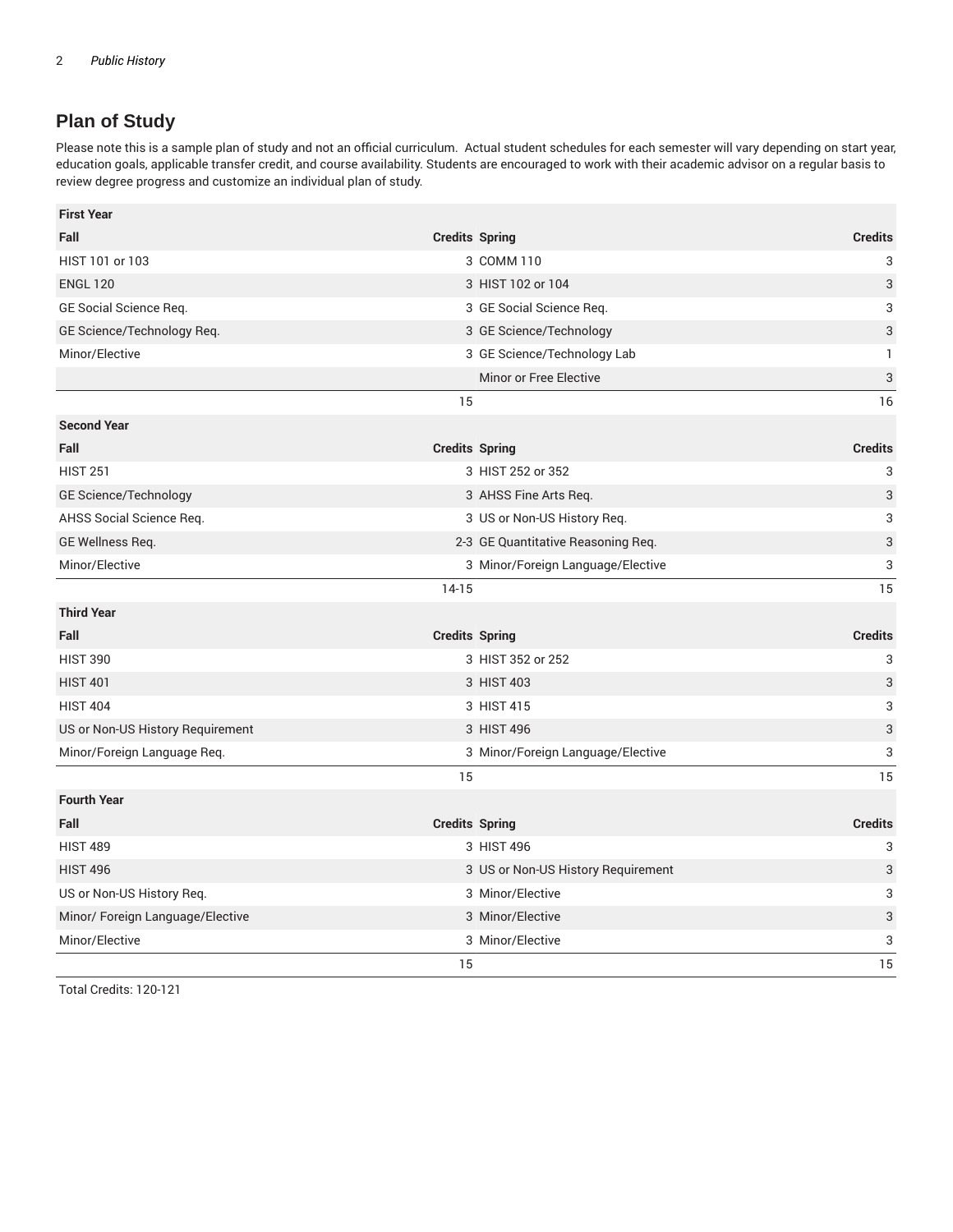## Plan of Study

Please note this is a sample plan of study and not an official curriculum. Actual student schedules for each semester will vary depending on start year, education goals, applicable transfer credit, and course availability. Students are encouraged to work with their academic advisor on a regular basis to review degree progress and customize an individual plan of study.

| First Year | | | |
|---|---|---|---|
| **Fall** | **Credits** | **Spring** | **Credits** |
| HIST 101 or 103 | 3 | COMM 110 | 3 |
| ENGL 120 | 3 | HIST 102 or 104 | 3 |
| GE Social Science Req. | 3 | GE Social Science Req. | 3 |
| GE Science/Technology Req. | 3 | GE Science/Technology | 3 |
| Minor/Elective | 3 | GE Science/Technology Lab | 1 |
| | | Minor or Free Elective | 3 |
| | 15 | | 16 |
| **Second Year** | | | |
| **Fall** | **Credits** | **Spring** | **Credits** |
| HIST 251 | 3 | HIST 252 or 352 | 3 |
| GE Science/Technology | 3 | AHSS Fine Arts Req. | 3 |
| AHSS Social Science Req. | 3 | US or Non-US History Req. | 3 |
| GE Wellness Req. | 2-3 | GE Quantitative Reasoning Req. | 3 |
| Minor/Elective | 3 | Minor/Foreign Language/Elective | 3 |
| | 14-15 | | 15 |
| **Third Year** | | | |
| **Fall** | **Credits** | **Spring** | **Credits** |
| HIST 390 | 3 | HIST 352 or 252 | 3 |
| HIST 401 | 3 | HIST 403 | 3 |
| HIST 404 | 3 | HIST 415 | 3 |
| US or Non-US History Requirement | 3 | HIST 496 | 3 |
| Minor/Foreign Language Req. | 3 | Minor/Foreign Language/Elective | 3 |
| | 15 | | 15 |
| **Fourth Year** | | | |
| **Fall** | **Credits** | **Spring** | **Credits** |
| HIST 489 | 3 | HIST 496 | 3 |
| HIST 496 | 3 | US or Non-US History Requirement | 3 |
| US or Non-US History Req. | 3 | Minor/Elective | 3 |
| Minor/ Foreign Language/Elective | 3 | Minor/Elective | 3 |
| Minor/Elective | 3 | Minor/Elective | 3 |
| | 15 | | 15 |

Total Credits: 120-121